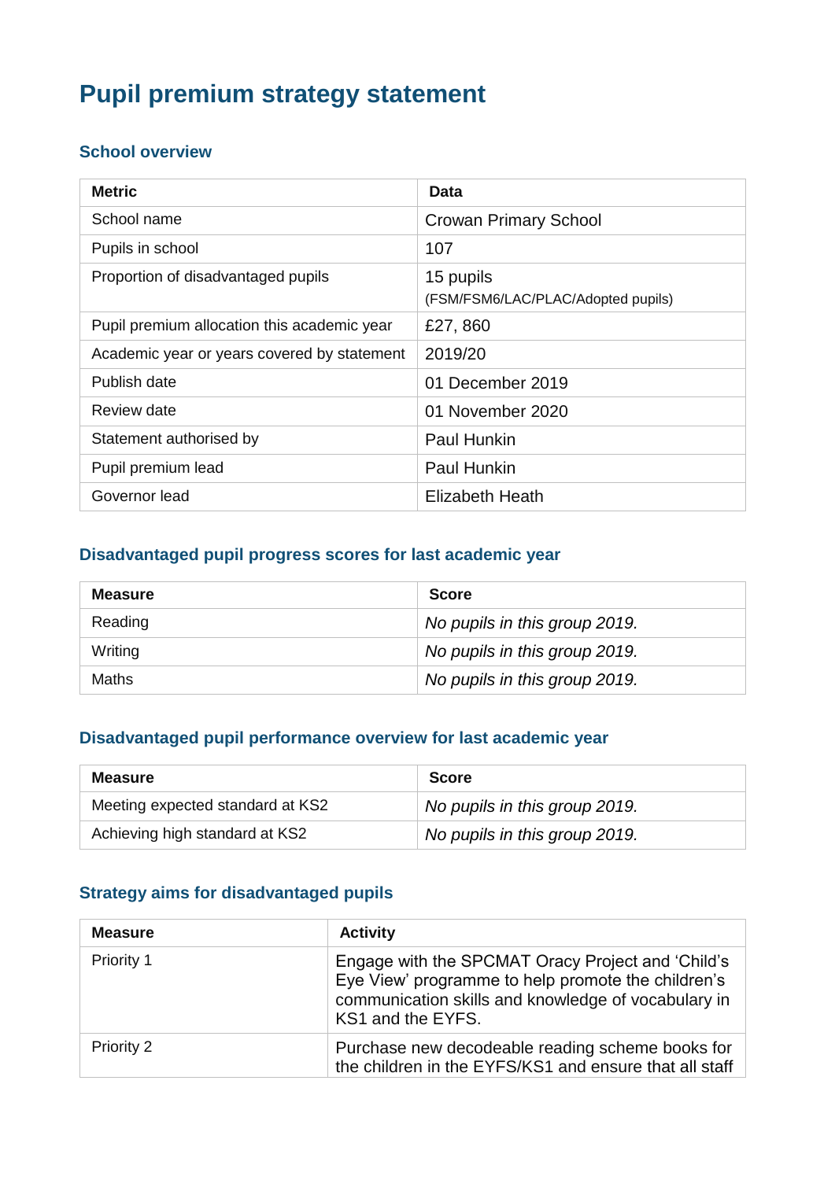# Pupil premium strategy statement

## School overview

| Metric | Data |
| --- | --- |
| School name | Crowan Primary School |
| Pupils in school | 107 |
| Proportion of disadvantaged pupils | 15 pupils (FSM/FSM6/LAC/PLAC/Adopted pupils) |
| Pupil premium allocation this academic year | £27, 860 |
| Academic year or years covered by statement | 2019/20 |
| Publish date | 01 December 2019 |
| Review date | 01 November 2020 |
| Statement authorised by | Paul Hunkin |
| Pupil premium lead | Paul Hunkin |
| Governor lead | Elizabeth Heath |

## Disadvantaged pupil progress scores for last academic year

| Measure | Score |
| --- | --- |
| Reading | *No pupils in this group 2019.* |
| Writing | *No pupils in this group 2019.* |
| Maths | *No pupils in this group 2019.* |

## Disadvantaged pupil performance overview for last academic year

| Measure | Score |
| --- | --- |
| Meeting expected standard at KS2 | *No pupils in this group 2019.* |
| Achieving high standard at KS2 | *No pupils in this group 2019.* |

## Strategy aims for disadvantaged pupils

| Measure | Activity |
| --- | --- |
| Priority 1 | Engage with the SPCMAT Oracy Project and 'Child's Eye View' programme to help promote the children's communication skills and knowledge of vocabulary in KS1 and the EYFS. |
| Priority 2 | Purchase new decodeable reading scheme books for the children in the EYFS/KS1 and ensure that all staff |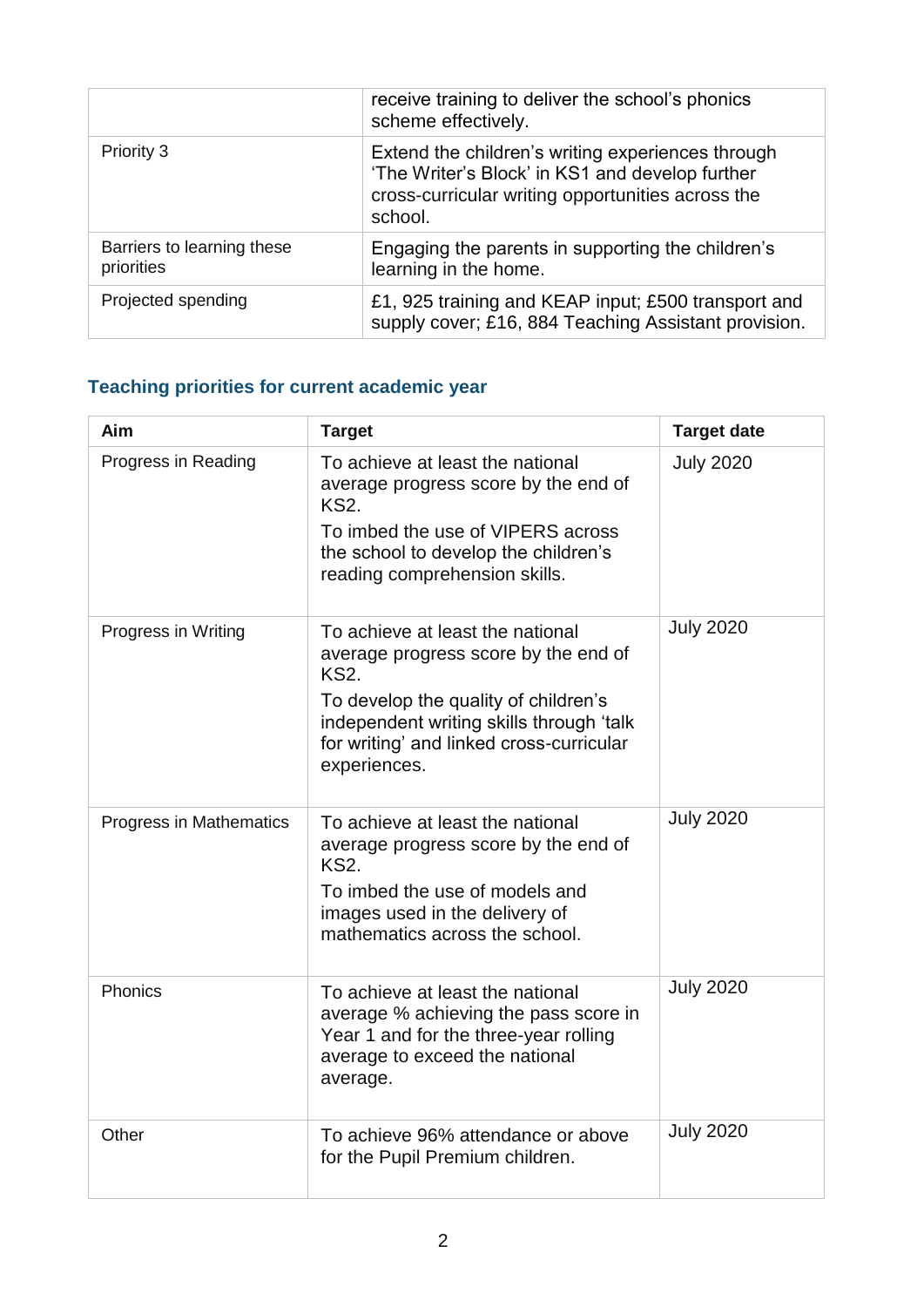| | |
|---|---|
| | receive training to deliver the school's phonics scheme effectively. |
| Priority 3 | Extend the children's writing experiences through 'The Writer's Block' in KS1 and develop further cross-curricular writing opportunities across the school. |
| Barriers to learning these priorities | Engaging the parents in supporting the children's learning in the home. |
| Projected spending | £1, 925 training and KEAP input; £500 transport and supply cover; £16, 884 Teaching Assistant provision. |

### Teaching priorities for current academic year

| Aim | Target | Target date |
|---|---|---|
| Progress in Reading | To achieve at least the national average progress score by the end of KS2.<br>To imbed the use of VIPERS across the school to develop the children's reading comprehension skills. | July 2020 |
| Progress in Writing | To achieve at least the national average progress score by the end of KS2.<br>To develop the quality of children's independent writing skills through 'talk for writing' and linked cross-curricular experiences. | July 2020 |
| Progress in Mathematics | To achieve at least the national average progress score by the end of KS2.<br>To imbed the use of models and images used in the delivery of mathematics across the school. | July 2020 |
| Phonics | To achieve at least the national average % achieving the pass score in Year 1 and for the three-year rolling average to exceed the national average. | July 2020 |
| Other | To achieve 96% attendance or above for the Pupil Premium children. | July 2020 |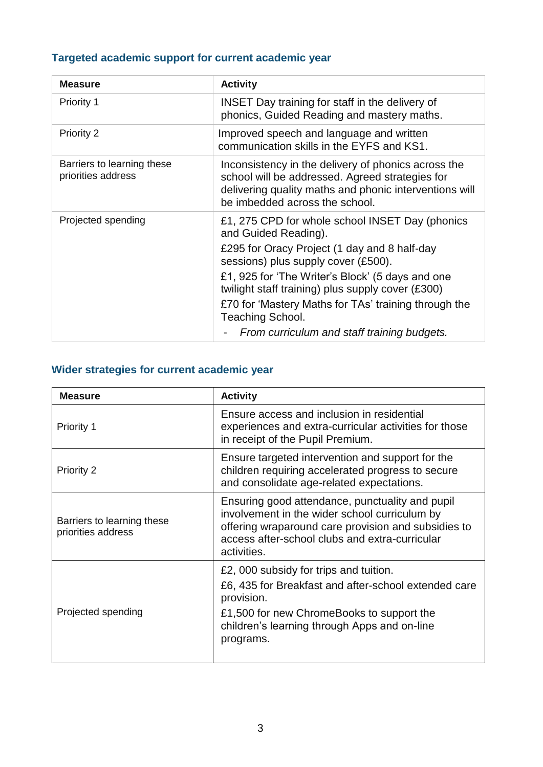### Targeted academic support for current academic year

| Measure | Activity |
|---|---|
| Priority 1 | INSET Day training for staff in the delivery of phonics, Guided Reading and mastery maths. |
| Priority 2 | Improved speech and language and written communication skills in the EYFS and KS1. |
| Barriers to learning these priorities address | Inconsistency in the delivery of phonics across the school will be addressed. Agreed strategies for delivering quality maths and phonic interventions will be imbedded across the school. |
| Projected spending | £1, 275 CPD for whole school INSET Day (phonics and Guided Reading).<br>£295 for Oracy Project (1 day and 8 half-day sessions) plus supply cover (£500).<br>£1, 925 for 'The Writer's Block' (5 days and one twilight staff training) plus supply cover (£300)<br>£70 for 'Mastery Maths for TAs' training through the Teaching School.<br>- *From curriculum and staff training budgets.* |

### Wider strategies for current academic year

| Measure | Activity |
|---|---|
| Priority 1 | Ensure access and inclusion in residential experiences and extra-curricular activities for those in receipt of the Pupil Premium. |
| Priority 2 | Ensure targeted intervention and support for the children requiring accelerated progress to secure and consolidate age-related expectations. |
| Barriers to learning these priorities address | Ensuring good attendance, punctuality and pupil involvement in the wider school curriculum by offering wraparound care provision and subsidies to access after-school clubs and extra-curricular activities. |
| Projected spending | £2, 000 subsidy for trips and tuition.<br>£6, 435 for Breakfast and after-school extended care provision.<br>£1,500 for new ChromeBooks to support the children's learning through Apps and on-line programs. |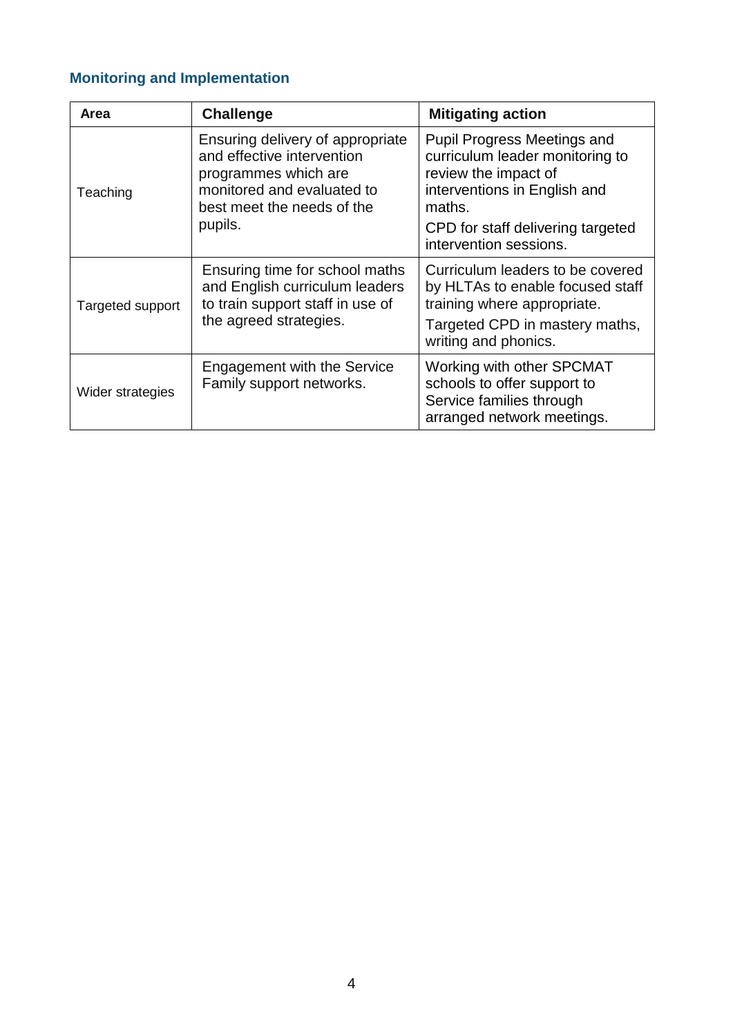## Monitoring and Implementation

| Area | Challenge | Mitigating action |
|---|---|---|
| Teaching | Ensuring delivery of appropriate and effective intervention programmes which are monitored and evaluated to best meet the needs of the pupils. | Pupil Progress Meetings and curriculum leader monitoring to review the impact of interventions in English and maths.<br>CPD for staff delivering targeted intervention sessions. |
| Targeted support | Ensuring time for school maths and English curriculum leaders to train support staff in use of the agreed strategies. | Curriculum leaders to be covered by HLTAs to enable focused staff training where appropriate.<br>Targeted CPD in mastery maths, writing and phonics. |
| Wider strategies | Engagement with the Service Family support networks. | Working with other SPCMAT schools to offer support to Service families through arranged network meetings. |